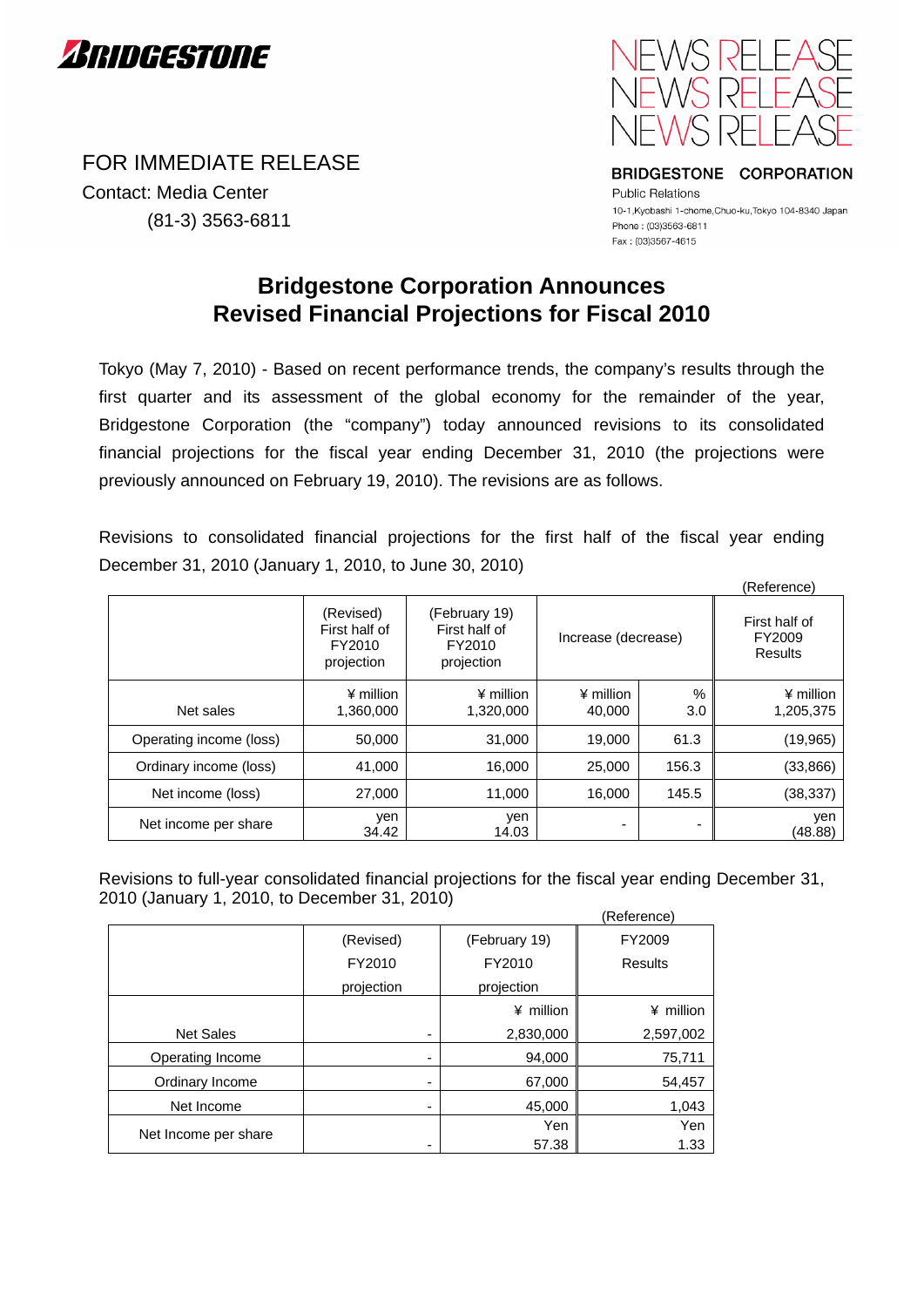BRIDGESTONE

NEWS RELEASE

FOR IMMEDIATE RELEASE
Contact: Media Center
(81-3) 3563-6811

BRIDGESTONE CORPORATION
Public Relations
10-1,Kyobashi 1-chome,Chuo-ku,Tokyo 104-8340 Japan
Phone : (03)3563-6811
Fax : (03)3567-4615

# Bridgestone Corporation Announces Revised Financial Projections for Fiscal 2010

Tokyo (May 7, 2010) - Based on recent performance trends, the company's results through the first quarter and its assessment of the global economy for the remainder of the year, Bridgestone Corporation (the "company") today announced revisions to its consolidated financial projections for the fiscal year ending December 31, 2010 (the projections were previously announced on February 19, 2010). The revisions are as follows.

Revisions to consolidated financial projections for the first half of the fiscal year ending December 31, 2010 (January 1, 2010, to June 30, 2010)

|  | (Revised) First half of FY2010 projection | (February 19) First half of FY2010 projection | Increase (decrease) | | (Reference) First half of FY2009 Results |
|---|---|---|---|---|---|
| Net sales | ¥ million 1,360,000 | ¥ million 1,320,000 | ¥ million 40,000 | % 3.0 | ¥ million 1,205,375 |
| Operating income (loss) | 50,000 | 31,000 | 19,000 | 61.3 | (19,965) |
| Ordinary income (loss) | 41,000 | 16,000 | 25,000 | 156.3 | (33,866) |
| Net income (loss) | 27,000 | 11,000 | 16,000 | 145.5 | (38,337) |
| Net income per share | yen 34.42 | yen 14.03 | - | - | yen (48.88) |

Revisions to full-year consolidated financial projections for the fiscal year ending December 31, 2010 (January 1, 2010, to December 31, 2010)

|  | (Revised) FY2010 projection | (February 19) FY2010 projection | (Reference) FY2009 Results |
|---|---|---|---|
| Net Sales | - | ¥ million 2,830,000 | ¥ million 2,597,002 |
| Operating Income | - | 94,000 | 75,711 |
| Ordinary Income | - | 67,000 | 54,457 |
| Net Income | - | 45,000 | 1,043 |
| Net Income per share | - | Yen 57.38 | Yen 1.33 |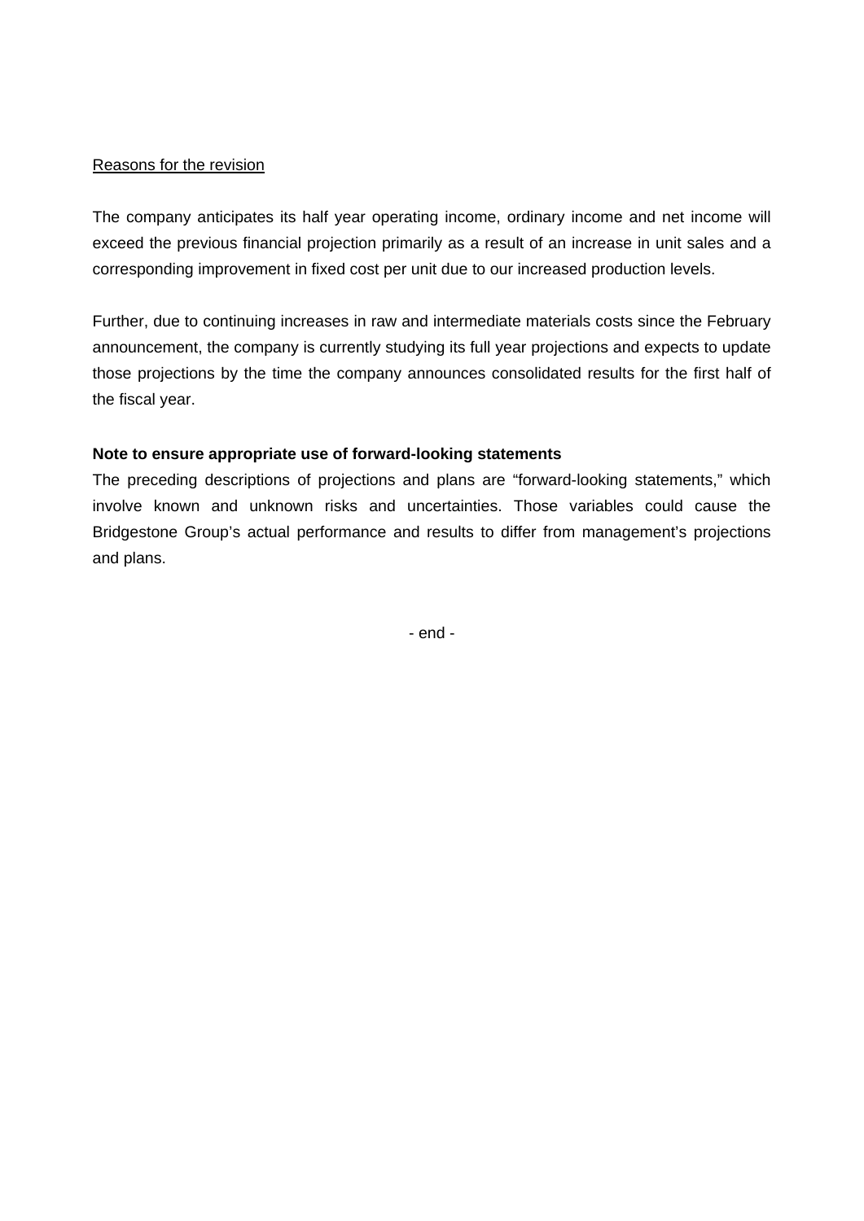Reasons for the revision

The company anticipates its half year operating income, ordinary income and net income will exceed the previous financial projection primarily as a result of an increase in unit sales and a corresponding improvement in fixed cost per unit due to our increased production levels.

Further, due to continuing increases in raw and intermediate materials costs since the February announcement, the company is currently studying its full year projections and expects to update those projections by the time the company announces consolidated results for the first half of the fiscal year.

**Note to ensure appropriate use of forward-looking statements**

The preceding descriptions of projections and plans are “forward-looking statements,” which involve known and unknown risks and uncertainties. Those variables could cause the Bridgestone Group’s actual performance and results to differ from management’s projections and plans.

- end -